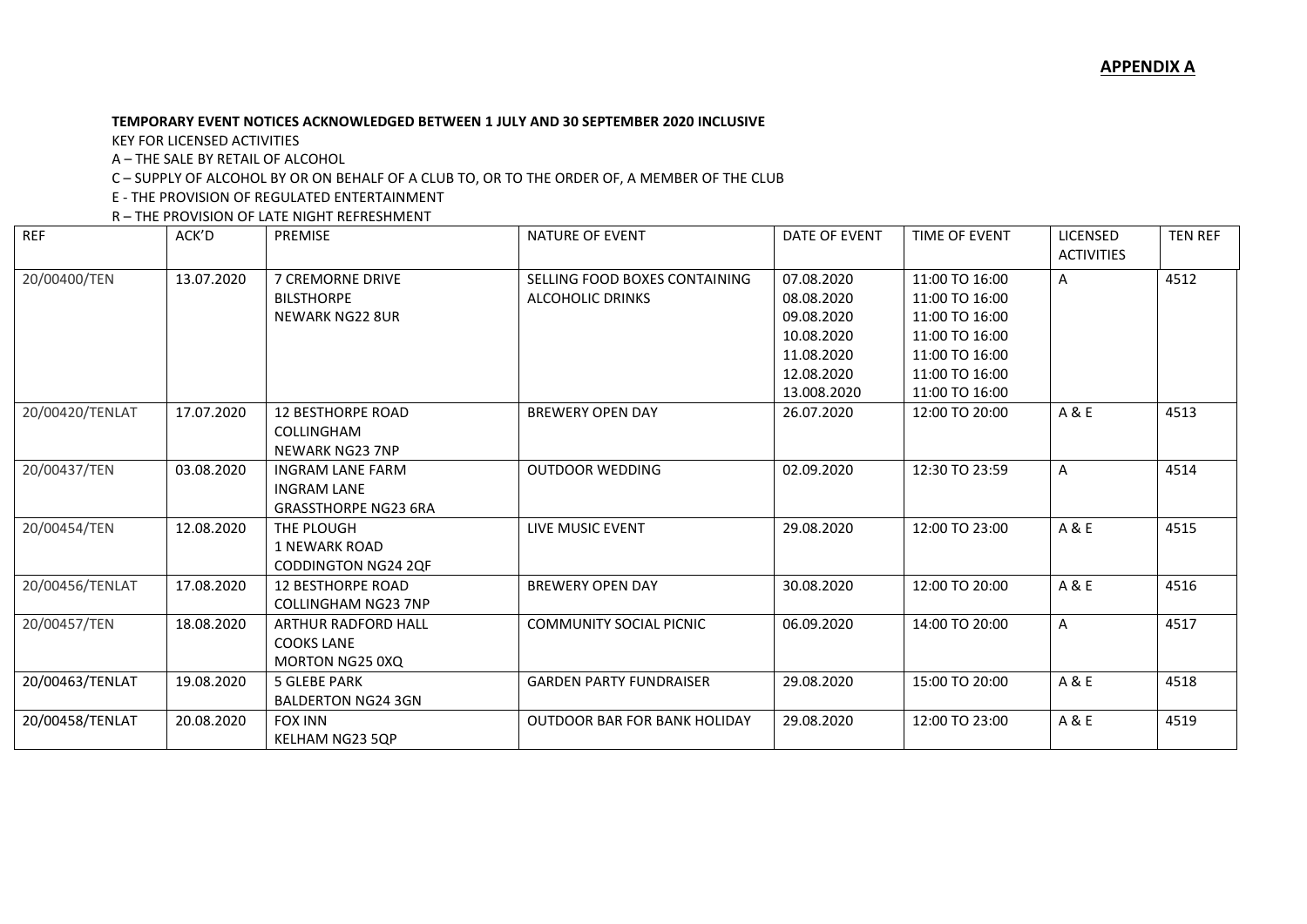**APPENDIX A**

**TEMPORARY EVENT NOTICES ACKNOWLEDGED BETWEEN 1 JULY AND 30 SEPTEMBER 2020 INCLUSIVE**

KEY FOR LICENSED ACTIVITIES

A – THE SALE BY RETAIL OF ALCOHOL

C – SUPPLY OF ALCOHOL BY OR ON BEHALF OF A CLUB TO, OR TO THE ORDER OF, A MEMBER OF THE CLUB

E - THE PROVISION OF REGULATED ENTERTAINMENT

R – THE PROVISION OF LATE NIGHT REFRESHMENT

| REF | ACK'D | PREMISE | NATURE OF EVENT | DATE OF EVENT | TIME OF EVENT | LICENSED ACTIVITIES | TEN REF |
|---|---|---|---|---|---|---|---|
| 20/00400/TEN | 13.07.2020 | 7 CREMORNE DRIVE<br>BILSTHORPE<br>NEWARK NG22 8UR | SELLING FOOD BOXES CONTAINING ALCOHOLIC DRINKS | 07.08.2020<br>08.08.2020<br>09.08.2020<br>10.08.2020<br>11.08.2020<br>12.08.2020<br>13.008.2020 | 11:00 TO 16:00<br>11:00 TO 16:00<br>11:00 TO 16:00<br>11:00 TO 16:00<br>11:00 TO 16:00<br>11:00 TO 16:00<br>11:00 TO 16:00 | A | 4512 |
| 20/00420/TENLAT | 17.07.2020 | 12 BESTHORPE ROAD<br>COLLINGHAM<br>NEWARK NG23 7NP | BREWERY OPEN DAY | 26.07.2020 | 12:00 TO 20:00 | A & E | 4513 |
| 20/00437/TEN | 03.08.2020 | INGRAM LANE FARM<br>INGRAM LANE<br>GRASSTHORPE NG23 6RA | OUTDOOR WEDDING | 02.09.2020 | 12:30 TO 23:59 | A | 4514 |
| 20/00454/TEN | 12.08.2020 | THE PLOUGH<br>1 NEWARK ROAD<br>CODDINGTON NG24 2QF | LIVE MUSIC EVENT | 29.08.2020 | 12:00 TO 23:00 | A & E | 4515 |
| 20/00456/TENLAT | 17.08.2020 | 12 BESTHORPE ROAD<br>COLLINGHAM NG23 7NP | BREWERY OPEN DAY | 30.08.2020 | 12:00 TO 20:00 | A & E | 4516 |
| 20/00457/TEN | 18.08.2020 | ARTHUR RADFORD HALL<br>COOKS LANE<br>MORTON NG25 0XQ | COMMUNITY SOCIAL PICNIC | 06.09.2020 | 14:00 TO 20:00 | A | 4517 |
| 20/00463/TENLAT | 19.08.2020 | 5 GLEBE PARK<br>BALDERTON NG24 3GN | GARDEN PARTY FUNDRAISER | 29.08.2020 | 15:00 TO 20:00 | A & E | 4518 |
| 20/00458/TENLAT | 20.08.2020 | FOX INN<br>KELHAM NG23 5QP | OUTDOOR BAR FOR BANK HOLIDAY | 29.08.2020 | 12:00 TO 23:00 | A & E | 4519 |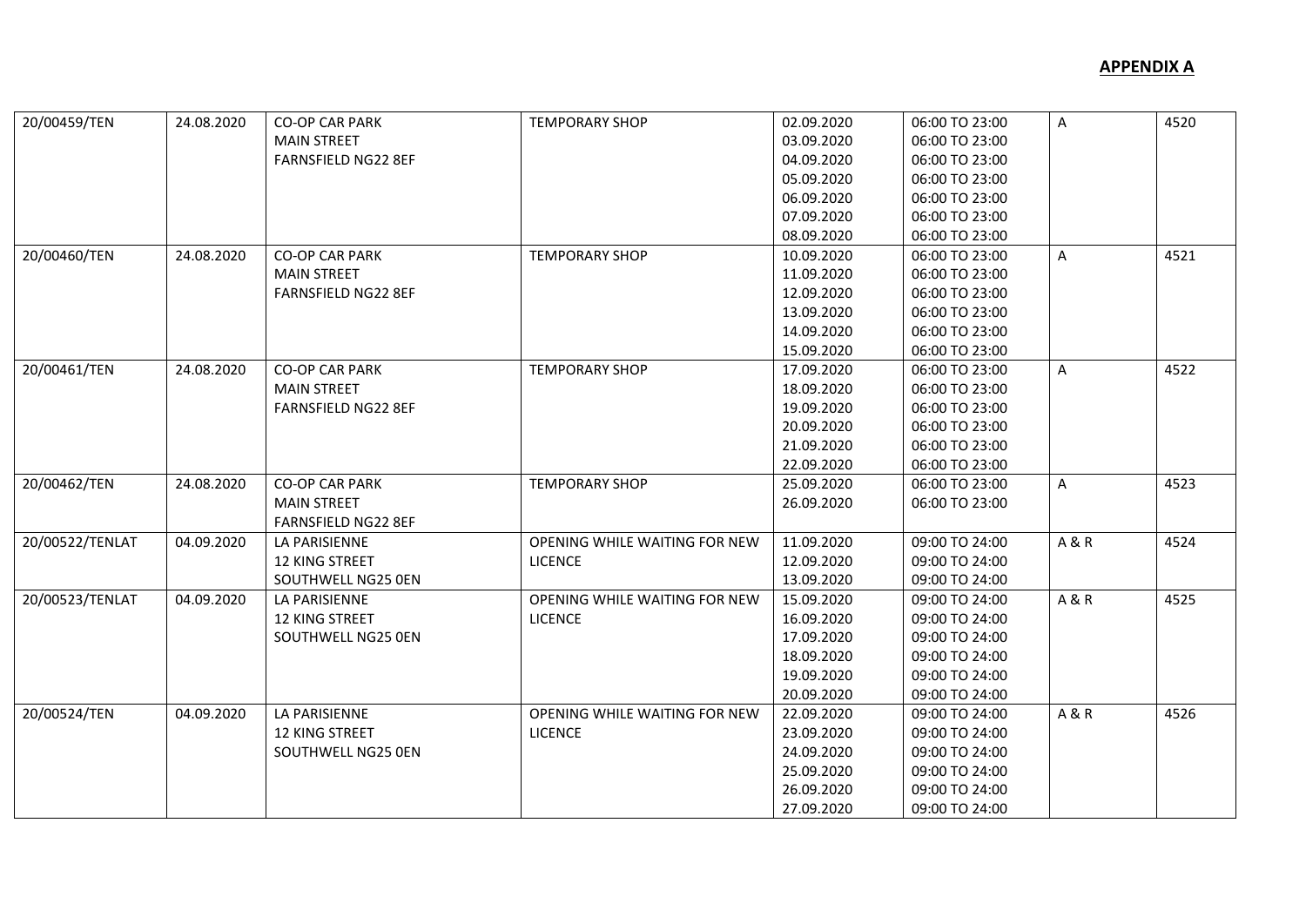**APPENDIX A**

| | | | | | | | |
|---|---|---|---|---|---|---|---|
| 20/00459/TEN | 24.08.2020 | CO-OP CAR PARK<br>MAIN STREET<br>FARNSFIELD NG22 8EF | TEMPORARY SHOP | 02.09.2020<br>03.09.2020<br>04.09.2020<br>05.09.2020<br>06.09.2020<br>07.09.2020<br>08.09.2020 | 06:00 TO 23:00<br>06:00 TO 23:00<br>06:00 TO 23:00<br>06:00 TO 23:00<br>06:00 TO 23:00<br>06:00 TO 23:00<br>06:00 TO 23:00 | A | 4520 |
| 20/00460/TEN | 24.08.2020 | CO-OP CAR PARK<br>MAIN STREET<br>FARNSFIELD NG22 8EF | TEMPORARY SHOP | 10.09.2020<br>11.09.2020<br>12.09.2020<br>13.09.2020<br>14.09.2020<br>15.09.2020 | 06:00 TO 23:00<br>06:00 TO 23:00<br>06:00 TO 23:00<br>06:00 TO 23:00<br>06:00 TO 23:00<br>06:00 TO 23:00 | A | 4521 |
| 20/00461/TEN | 24.08.2020 | CO-OP CAR PARK<br>MAIN STREET<br>FARNSFIELD NG22 8EF | TEMPORARY SHOP | 17.09.2020<br>18.09.2020<br>19.09.2020<br>20.09.2020<br>21.09.2020<br>22.09.2020 | 06:00 TO 23:00<br>06:00 TO 23:00<br>06:00 TO 23:00<br>06:00 TO 23:00<br>06:00 TO 23:00<br>06:00 TO 23:00 | A | 4522 |
| 20/00462/TEN | 24.08.2020 | CO-OP CAR PARK<br>MAIN STREET<br>FARNSFIELD NG22 8EF | TEMPORARY SHOP | 25.09.2020<br>26.09.2020 | 06:00 TO 23:00<br>06:00 TO 23:00 | A | 4523 |
| 20/00522/TENLAT | 04.09.2020 | LA PARISIENNE<br>12 KING STREET<br>SOUTHWELL NG25 0EN | OPENING WHILE WAITING FOR NEW LICENCE | 11.09.2020<br>12.09.2020<br>13.09.2020 | 09:00 TO 24:00<br>09:00 TO 24:00<br>09:00 TO 24:00 | A & R | 4524 |
| 20/00523/TENLAT | 04.09.2020 | LA PARISIENNE<br>12 KING STREET<br>SOUTHWELL NG25 0EN | OPENING WHILE WAITING FOR NEW LICENCE | 15.09.2020<br>16.09.2020<br>17.09.2020<br>18.09.2020<br>19.09.2020<br>20.09.2020 | 09:00 TO 24:00<br>09:00 TO 24:00<br>09:00 TO 24:00<br>09:00 TO 24:00<br>09:00 TO 24:00<br>09:00 TO 24:00 | A & R | 4525 |
| 20/00524/TEN | 04.09.2020 | LA PARISIENNE<br>12 KING STREET<br>SOUTHWELL NG25 0EN | OPENING WHILE WAITING FOR NEW LICENCE | 22.09.2020<br>23.09.2020<br>24.09.2020<br>25.09.2020<br>26.09.2020<br>27.09.2020 | 09:00 TO 24:00<br>09:00 TO 24:00<br>09:00 TO 24:00<br>09:00 TO 24:00<br>09:00 TO 24:00<br>09:00 TO 24:00 | A & R | 4526 |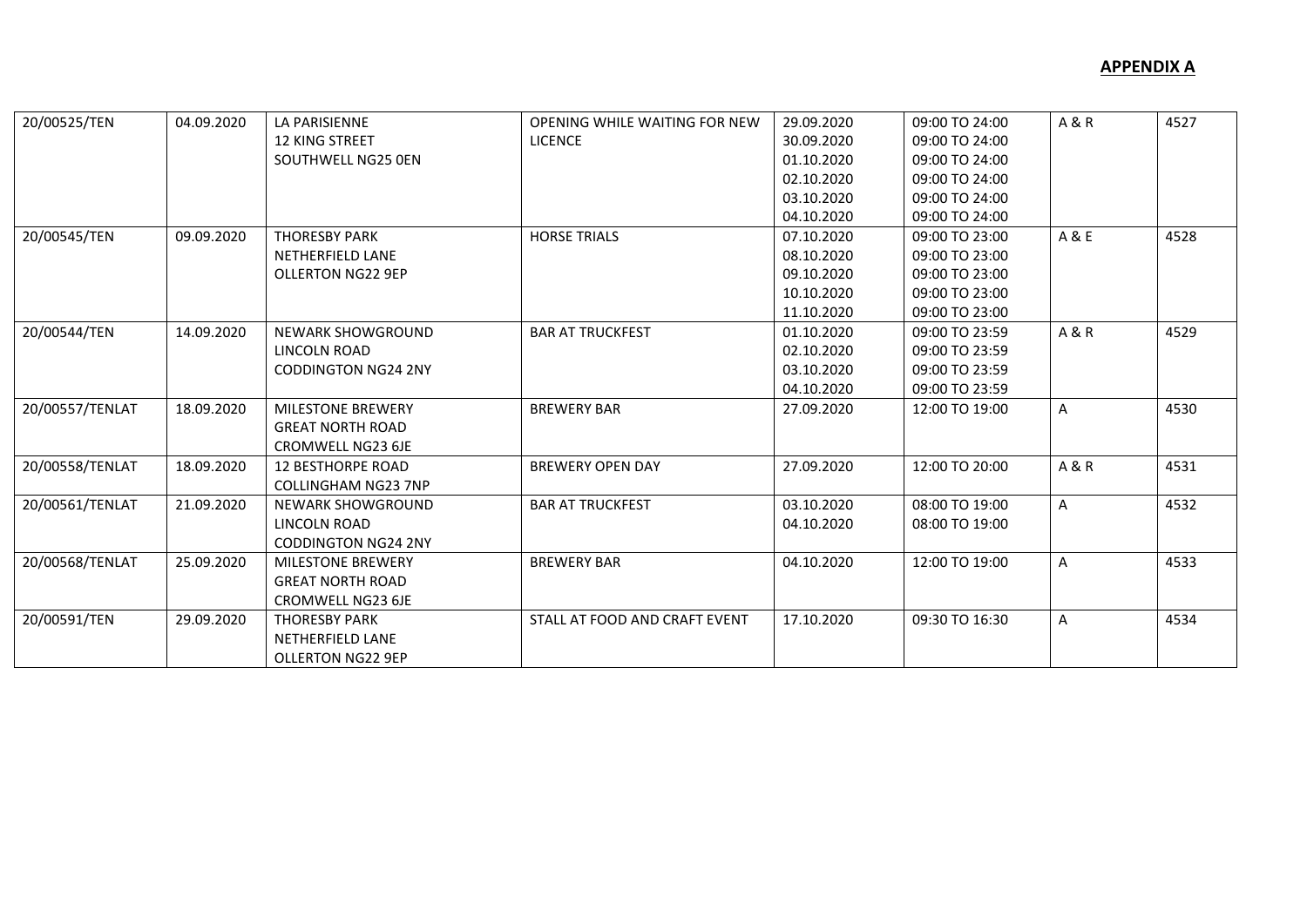**APPENDIX A**

| | | | | | | | |
|---|---|---|---|---|---|---|---|
| 20/00525/TEN | 04.09.2020 | LA PARISIENNE<br>12 KING STREET<br>SOUTHWELL NG25 0EN | OPENING WHILE WAITING FOR NEW LICENCE | 29.09.2020<br>30.09.2020<br>01.10.2020<br>02.10.2020<br>03.10.2020<br>04.10.2020 | 09:00 TO 24:00<br>09:00 TO 24:00<br>09:00 TO 24:00<br>09:00 TO 24:00<br>09:00 TO 24:00<br>09:00 TO 24:00 | A & R | 4527 |
| 20/00545/TEN | 09.09.2020 | THORESBY PARK<br>NETHERFIELD LANE<br>OLLERTON NG22 9EP | HORSE TRIALS | 07.10.2020<br>08.10.2020<br>09.10.2020<br>10.10.2020<br>11.10.2020 | 09:00 TO 23:00<br>09:00 TO 23:00<br>09:00 TO 23:00<br>09:00 TO 23:00<br>09:00 TO 23:00 | A & E | 4528 |
| 20/00544/TEN | 14.09.2020 | NEWARK SHOWGROUND<br>LINCOLN ROAD<br>CODDINGTON NG24 2NY | BAR AT TRUCKFEST | 01.10.2020<br>02.10.2020<br>03.10.2020<br>04.10.2020 | 09:00 TO 23:59<br>09:00 TO 23:59<br>09:00 TO 23:59<br>09:00 TO 23:59 | A & R | 4529 |
| 20/00557/TENLAT | 18.09.2020 | MILESTONE BREWERY<br>GREAT NORTH ROAD<br>CROMWELL NG23 6JE | BREWERY BAR | 27.09.2020 | 12:00 TO 19:00 | A | 4530 |
| 20/00558/TENLAT | 18.09.2020 | 12 BESTHORPE ROAD<br>COLLINGHAM NG23 7NP | BREWERY OPEN DAY | 27.09.2020 | 12:00 TO 20:00 | A & R | 4531 |
| 20/00561/TENLAT | 21.09.2020 | NEWARK SHOWGROUND<br>LINCOLN ROAD<br>CODDINGTON NG24 2NY | BAR AT TRUCKFEST | 03.10.2020<br>04.10.2020 | 08:00 TO 19:00<br>08:00 TO 19:00 | A | 4532 |
| 20/00568/TENLAT | 25.09.2020 | MILESTONE BREWERY<br>GREAT NORTH ROAD<br>CROMWELL NG23 6JE | BREWERY BAR | 04.10.2020 | 12:00 TO 19:00 | A | 4533 |
| 20/00591/TEN | 29.09.2020 | THORESBY PARK<br>NETHERFIELD LANE<br>OLLERTON NG22 9EP | STALL AT FOOD AND CRAFT EVENT | 17.10.2020 | 09:30 TO 16:30 | A | 4534 |